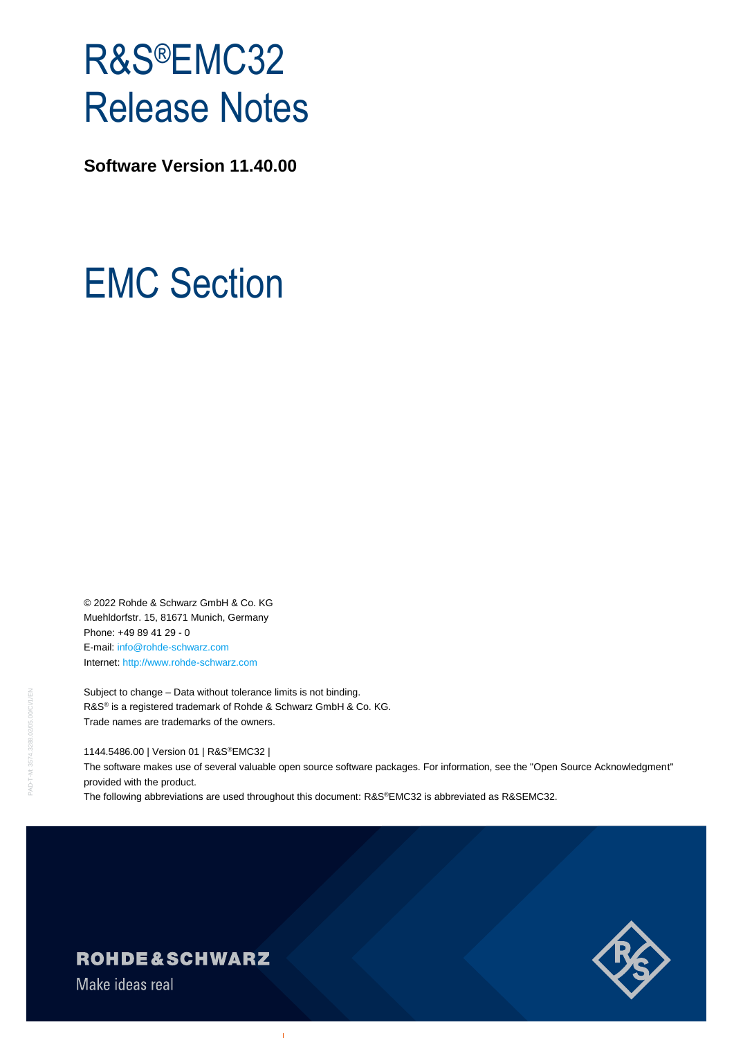# R&S®EMC32 Release Notes

**Software Version 11.40.00**

# EMC Section

© 2022 Rohde & Schwarz GmbH & Co. KG
Muehldorfstr. 15, 81671 Munich, Germany
Phone: +49 89 41 29 - 0
E-mail: info@rohde-schwarz.com
Internet: http://www.rohde-schwarz.com

Subject to change – Data without tolerance limits is not binding.
R&S® is a registered trademark of Rohde & Schwarz GmbH & Co. KG.
Trade names are trademarks of the owners.

1144.5486.00 | Version 01 | R&S®EMC32 |
The software makes use of several valuable open source software packages. For information, see the "Open Source Acknowledgment" provided with the product.
The following abbreviations are used throughout this document: R&S®EMC32 is abbreviated as R&SEMC32.

ROHDE&SCHWARZ
Make ideas real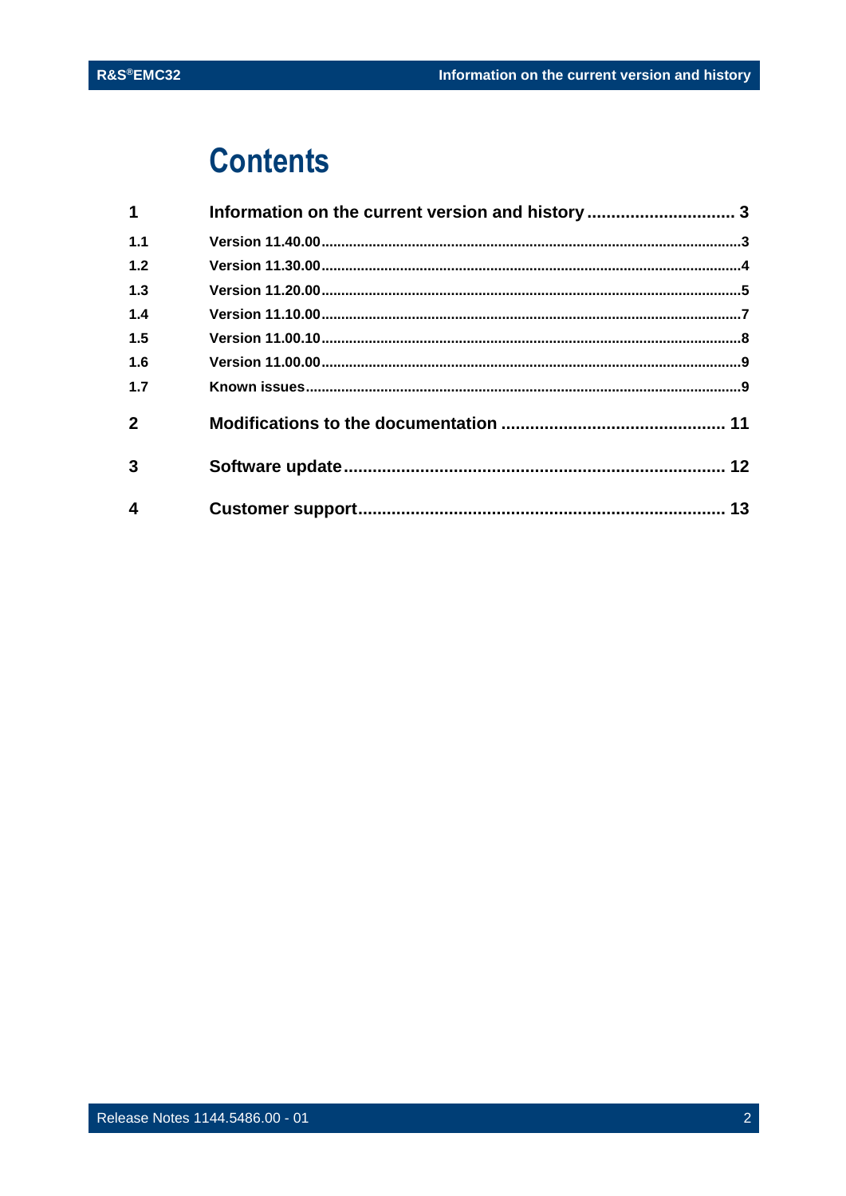# Contents

| | | |
|---|---|---|
| **1** | **Information on the current version and history** | **3** |
| 1.1 | Version 11.40.00 | 3 |
| 1.2 | Version 11.30.00 | 4 |
| 1.3 | Version 11.20.00 | 5 |
| 1.4 | Version 11.10.00 | 7 |
| 1.5 | Version 11.00.10 | 8 |
| 1.6 | Version 11.00.00 | 9 |
| 1.7 | Known issues | 9 |
| **2** | **Modifications to the documentation** | **11** |
| **3** | **Software update** | **12** |
| **4** | **Customer support** | **13** |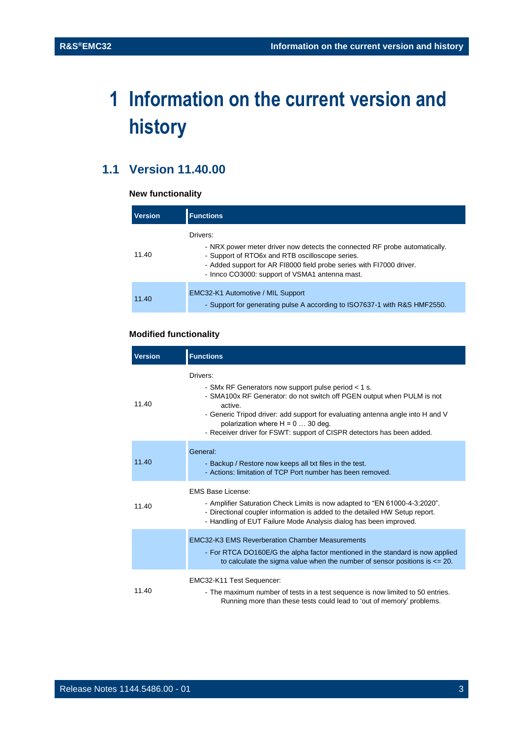# 1 Information on the current version and history

## 1.1 Version 11.40.00

### New functionality

| Version | Functions |
|---|---|
| 11.40 | Drivers:<br>- NRX power meter driver now detects the connected RF probe automatically.<br>- Support of RTO6x and RTB oscilloscope series.<br>- Added support for AR FI8000 field probe series with FI7000 driver.<br>- Innco CO3000: support of VSMA1 antenna mast. |
| 11.40 | EMC32-K1 Automotive / MIL Support<br>- Support for generating pulse A according to ISO7637-1 with R&S HMF2550. |

### Modified functionality

| Version | Functions |
|---|---|
| 11.40 | Drivers:<br>- SMx RF Generators now support pulse period < 1 s.<br>- SMA100x RF Generator: do not switch off PGEN output when PULM is not active.<br>- Generic Tripod driver: add support for evaluating antenna angle into H and V polarization where H = 0 … 30 deg.<br>- Receiver driver for FSWT: support of CISPR detectors has been added. |
| 11.40 | General:<br>- Backup / Restore now keeps all txt files in the test.<br>- Actions: limitation of TCP Port number has been removed. |
| 11.40 | EMS Base License:<br>- Amplifier Saturation Check Limits is now adapted to “EN 61000-4-3:2020”.<br>- Directional coupler information is added to the detailed HW Setup report.<br>- Handling of EUT Failure Mode Analysis dialog has been improved. |
| | EMC32-K3 EMS Reverberation Chamber Measurements<br>- For RTCA DO160E/G the alpha factor mentioned in the standard is now applied to calculate the sigma value when the number of sensor positions is <= 20. |
| 11.40 | EMC32-K11 Test Sequencer:<br>- The maximum number of tests in a test sequence is now limited to 50 entries. Running more than these tests could lead to ‘out of memory’ problems. |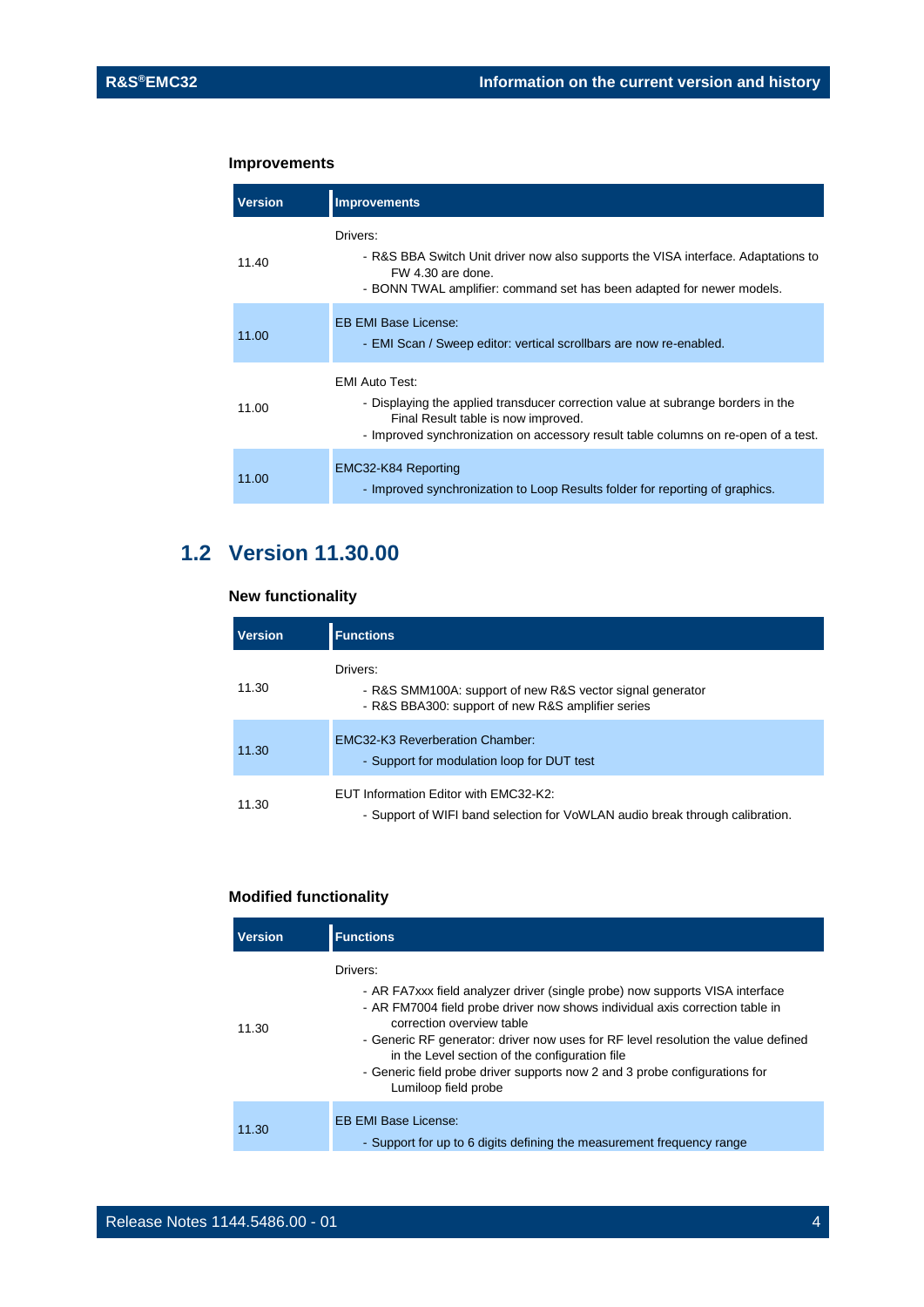### Improvements

| Version | Improvements |
| --- | --- |
| 11.40 | Drivers:<br>- R&S BBA Switch Unit driver now also supports the VISA interface. Adaptations to FW 4.30 are done.<br>- BONN TWAL amplifier: command set has been adapted for newer models. |
| 11.00 | EB EMI Base License:<br>- EMI Scan / Sweep editor: vertical scrollbars are now re-enabled. |
| 11.00 | EMI Auto Test:<br>- Displaying the applied transducer correction value at subrange borders in the Final Result table is now improved.<br>- Improved synchronization on accessory result table columns on re-open of a test. |
| 11.00 | EMC32-K84 Reporting<br>- Improved synchronization to Loop Results folder for reporting of graphics. |

## 1.2 Version 11.30.00

### New functionality

| Version | Functions |
| --- | --- |
| 11.30 | Drivers:<br>- R&S SMM100A: support of new R&S vector signal generator<br>- R&S BBA300: support of new R&S amplifier series |
| 11.30 | EMC32-K3 Reverberation Chamber:<br>- Support for modulation loop for DUT test |
| 11.30 | EUT Information Editor with EMC32-K2:<br>- Support of WIFI band selection for VoWLAN audio break through calibration. |

### Modified functionality

| Version | Functions |
| --- | --- |
| 11.30 | Drivers:<br>- AR FA7xxx field analyzer driver (single probe) now supports VISA interface<br>- AR FM7004 field probe driver now shows individual axis correction table in correction overview table<br>- Generic RF generator: driver now uses for RF level resolution the value defined in the Level section of the configuration file<br>- Generic field probe driver supports now 2 and 3 probe configurations for Lumiloop field probe |
| 11.30 | EB EMI Base License:<br>- Support for up to 6 digits defining the measurement frequency range |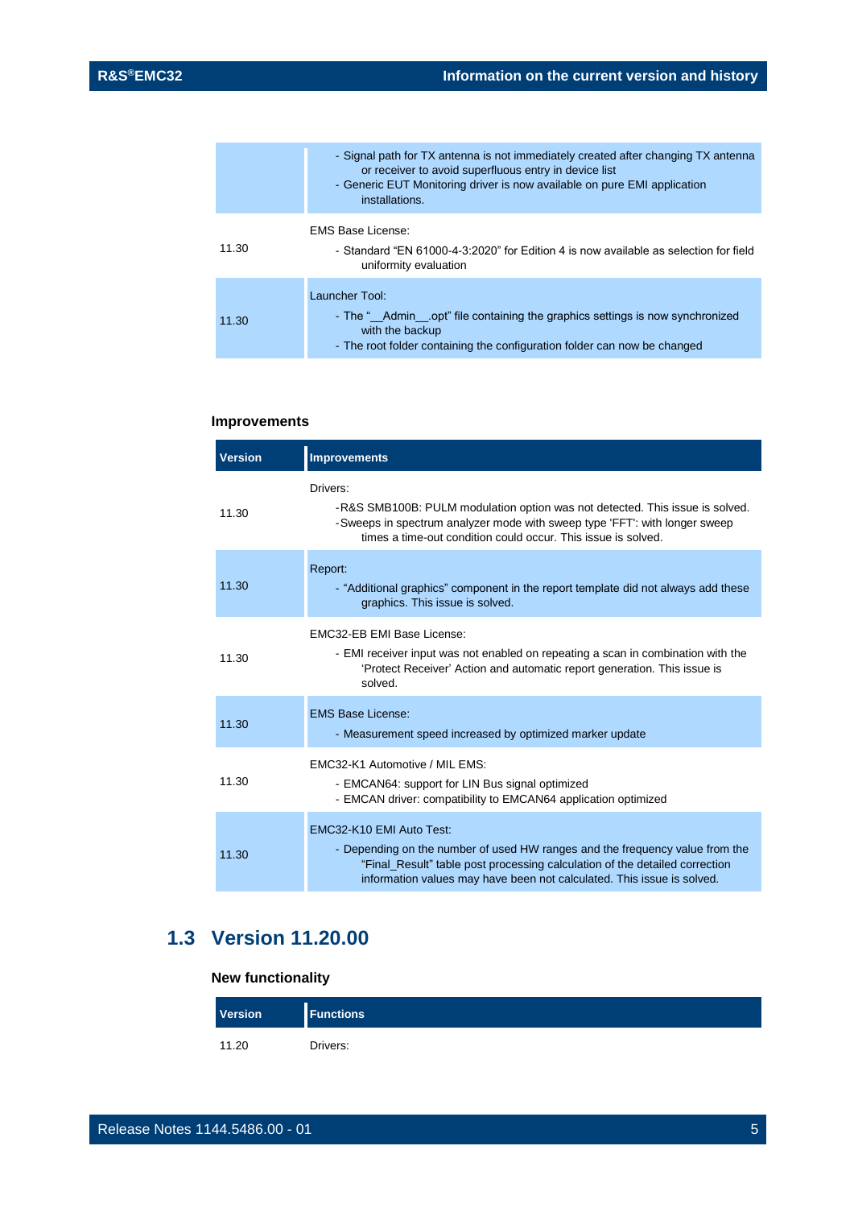| Version | Functions |
|---|---|
| | - Signal path for TX antenna is not immediately created after changing TX antenna or receiver to avoid superfluous entry in device list<br>- Generic EUT Monitoring driver is now available on pure EMI application installations. |
| 11.30 | EMS Base License:<br>- Standard "EN 61000-4-3:2020" for Edition 4 is now available as selection for field uniformity evaluation |
| 11.30 | Launcher Tool:<br>- The "__Admin__.opt" file containing the graphics settings is now synchronized with the backup<br>- The root folder containing the configuration folder can now be changed |

### Improvements

| Version | Improvements |
|---|---|
| 11.30 | Drivers:<br>- R&S SMB100B: PULM modulation option was not detected. This issue is solved.<br>- Sweeps in spectrum analyzer mode with sweep type 'FFT': with longer sweep times a time-out condition could occur. This issue is solved. |
| 11.30 | Report:<br>- "Additional graphics" component in the report template did not always add these graphics. This issue is solved. |
| 11.30 | EMC32-EB EMI Base License:<br>- EMI receiver input was not enabled on repeating a scan in combination with the 'Protect Receiver' Action and automatic report generation. This issue is solved. |
| 11.30 | EMS Base License:<br>- Measurement speed increased by optimized marker update |
| 11.30 | EMC32-K1 Automotive / MIL EMS:<br>- EMCAN64: support for LIN Bus signal optimized<br>- EMCAN driver: compatibility to EMCAN64 application optimized |
| 11.30 | EMC32-K10 EMI Auto Test:<br>- Depending on the number of used HW ranges and the frequency value from the "Final_Result" table post processing calculation of the detailed correction information values may have been not calculated. This issue is solved. |

## 1.3 Version 11.20.00

### New functionality

| Version | Functions |
|---|---|
| 11.20 | Drivers: |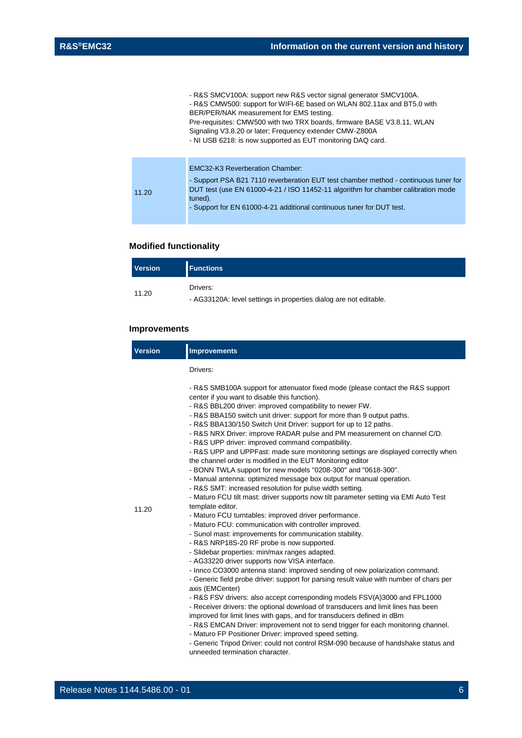- R&S SMCV100A: support new R&S vector signal generator SMCV100A.
- R&S CMW500: support for WIFI-6E based on WLAN 802.11ax and BT5.0 with BER/PER/NAK measurement for EMS testing.
Pre-requisites: CMW500 with two TRX boards, firmware BASE V3.8.11, WLAN Signaling V3.8.20 or later; Frequency extender CMW-Z800A
- NI USB 6218: is now supported as EUT monitoring DAQ card.

| | |
|---|---|
| 11.20 | EMC32-K3 Reverberation Chamber:<br><br>- Support PSA B21 7110 reverberation EUT test chamber method - continuous tuner for DUT test (use EN 61000-4-21 / ISO 11452-11 algorithm for chamber calibration mode tuned).<br>- Support for EN 61000-4-21 additional continuous tuner for DUT test. |

### Modified functionality

| Version | Functions |
|---|---|
| 11.20 | Drivers:<br>- AG33120A: level settings in properties dialog are not editable. |

### Improvements

| Version | Improvements |
|---|---|
| 11.20 | Drivers:<br><br>- R&S SMB100A support for attenuator fixed mode (please contact the R&S support center if you want to disable this function).<br>- R&S BBL200 driver: improved compatibility to newer FW.<br>- R&S BBA150 switch unit driver: support for more than 9 output paths.<br>- R&S BBA130/150 Switch Unit Driver: support for up to 12 paths.<br>- R&S NRX Driver: improve RADAR pulse and PM measurement on channel C/D.<br>- R&S UPP driver: improved command compatibility.<br>- R&S UPP and UPPFast: made sure monitoring settings are displayed correctly when the channel order is modified in the EUT Monitoring editor<br>- BONN TWLA support for new models "0208-300" and "0618-300".<br>- Manual antenna: optimized message box output for manual operation.<br>- R&S SMT: increased resolution for pulse width setting.<br>- Maturo FCU tilt mast: driver supports now tilt parameter setting via EMI Auto Test template editor.<br>- Maturo FCU turntables: improved driver performance.<br>- Maturo FCU: communication with controller improved.<br>- Sunol mast: improvements for communication stability.<br>- R&S NRP18S-20 RF probe is now supported.<br>- Slidebar properties: min/max ranges adapted.<br>- AG33220 driver supports now VISA interface.<br>- Innco CO3000 antenna stand: improved sending of new polarization command.<br>- Generic field probe driver: support for parsing result value with number of chars per axis (EMCenter)<br>- R&S FSV drivers: also accept corresponding models FSV(A)3000 and FPL1000<br>- Receiver drivers: the optional download of transducers and limit lines has been improved for limit lines with gaps, and for transducers defined in dBm<br>- R&S EMCAN Driver: improvement not to send trigger for each monitoring channel.<br>- Maturo FP Positioner Driver: improved speed setting.<br>- Generic Tripod Driver: could not control RSM-090 because of handshake status and unneeded termination character. |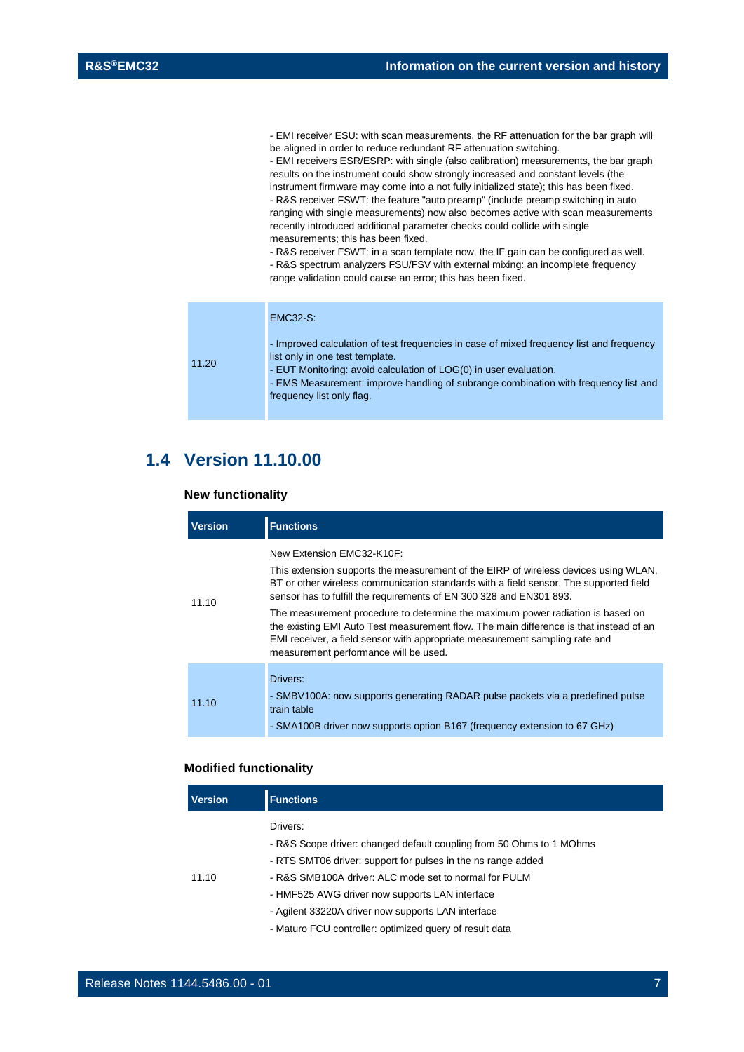- EMI receiver ESU: with scan measurements, the RF attenuation for the bar graph will be aligned in order to reduce redundant RF attenuation switching.
- EMI receivers ESR/ESRP: with single (also calibration) measurements, the bar graph results on the instrument could show strongly increased and constant levels (the instrument firmware may come into a not fully initialized state); this has been fixed.
- R&S receiver FSWT: the feature "auto preamp" (include preamp switching in auto ranging with single measurements) now also becomes active with scan measurements recently introduced additional parameter checks could collide with single measurements; this has been fixed.
- R&S receiver FSWT: in a scan template now, the IF gain can be configured as well.
- R&S spectrum analyzers FSU/FSV with external mixing: an incomplete frequency range validation could cause an error; this has been fixed.

| | |
|---|---|
| 11.20 | EMC32-S:<br><br>- Improved calculation of test frequencies in case of mixed frequency list and frequency list only in one test template.<br>- EUT Monitoring: avoid calculation of LOG(0) in user evaluation.<br>- EMS Measurement: improve handling of subrange combination with frequency list and frequency list only flag. |

## 1.4 Version 11.10.00

### New functionality

| Version | Functions |
|---|---|
| 11.10 | New Extension EMC32-K10F:<br><br>This extension supports the measurement of the EIRP of wireless devices using WLAN, BT or other wireless communication standards with a field sensor. The supported field sensor has to fulfill the requirements of EN 300 328 and EN301 893.<br><br>The measurement procedure to determine the maximum power radiation is based on the existing EMI Auto Test measurement flow. The main difference is that instead of an EMI receiver, a field sensor with appropriate measurement sampling rate and measurement performance will be used. |
| 11.10 | Drivers:<br><br>- SMBV100A: now supports generating RADAR pulse packets via a predefined pulse train table<br><br>- SMA100B driver now supports option B167 (frequency extension to 67 GHz) |

### Modified functionality

| Version | Functions |
|---|---|
| 11.10 | Drivers:<br><br>- R&S Scope driver: changed default coupling from 50 Ohms to 1 MOhms<br><br>- RTS SMT06 driver: support for pulses in the ns range added<br><br>- R&S SMB100A driver: ALC mode set to normal for PULM<br><br>- HMF525 AWG driver now supports LAN interface<br><br>- Agilent 33220A driver now supports LAN interface<br><br>- Maturo FCU controller: optimized query of result data |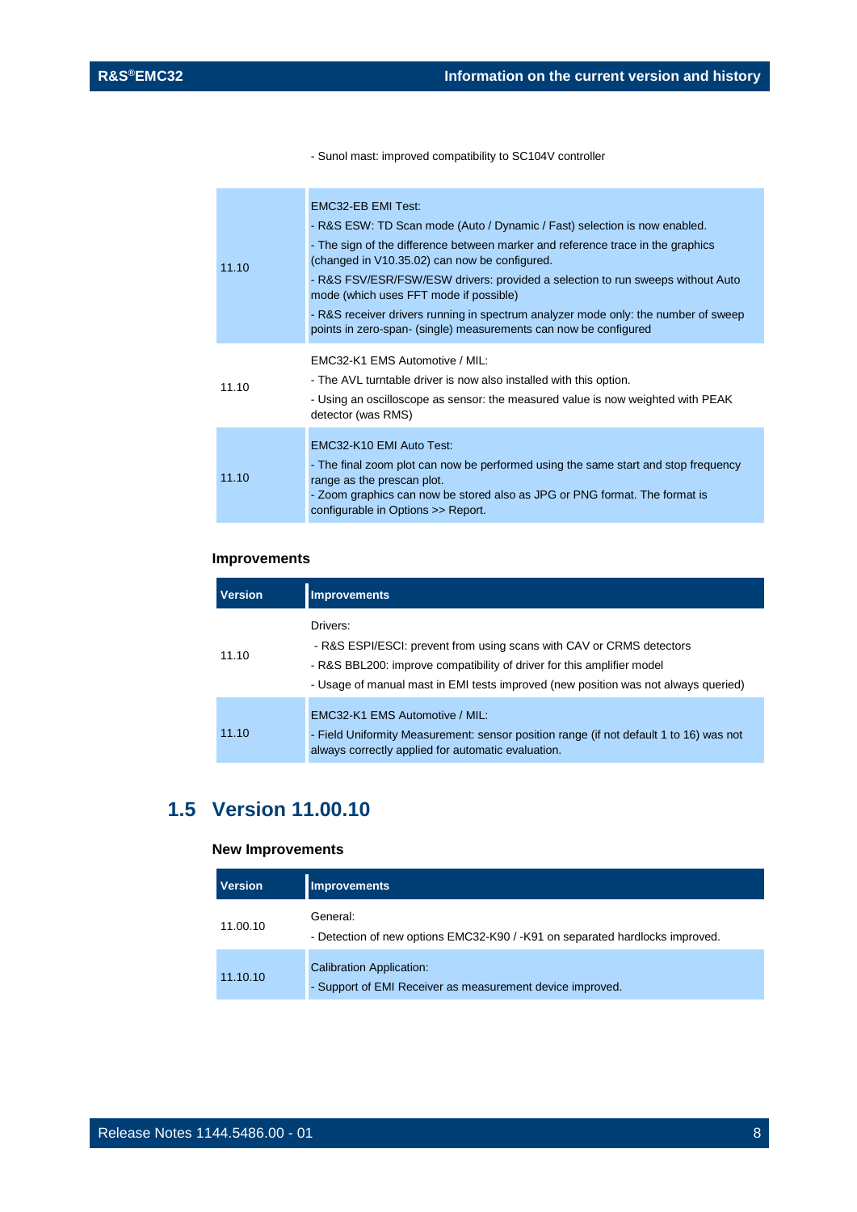- Sunol mast: improved compatibility to SC104V controller

| | |
|---|---|
| 11.10 | EMC32-EB EMI Test:<br>- R&S ESW: TD Scan mode (Auto / Dynamic / Fast) selection is now enabled.<br>- The sign of the difference between marker and reference trace in the graphics (changed in V10.35.02) can now be configured.<br>- R&S FSV/ESR/FSW/ESW drivers: provided a selection to run sweeps without Auto mode (which uses FFT mode if possible)<br>- R&S receiver drivers running in spectrum analyzer mode only: the number of sweep points in zero-span- (single) measurements can now be configured |
| 11.10 | EMC32-K1 EMS Automotive / MIL:<br>- The AVL turntable driver is now also installed with this option.<br>- Using an oscilloscope as sensor: the measured value is now weighted with PEAK detector (was RMS) |
| 11.10 | EMC32-K10 EMI Auto Test:<br>- The final zoom plot can now be performed using the same start and stop frequency range as the prescan plot.<br>- Zoom graphics can now be stored also as JPG or PNG format. The format is configurable in Options >> Report. |

### Improvements

| Version | Improvements |
|---|---|
| 11.10 | Drivers:<br>- R&S ESPI/ESCI: prevent from using scans with CAV or CRMS detectors<br>- R&S BBL200: improve compatibility of driver for this amplifier model<br>- Usage of manual mast in EMI tests improved (new position was not always queried) |
| 11.10 | EMC32-K1 EMS Automotive / MIL:<br>- Field Uniformity Measurement: sensor position range (if not default 1 to 16) was not always correctly applied for automatic evaluation. |

## 1.5 Version 11.00.10

### New Improvements

| Version | Improvements |
|---|---|
| 11.00.10 | General:<br>- Detection of new options EMC32-K90 / -K91 on separated hardlocks improved. |
| 11.10.10 | Calibration Application:<br>- Support of EMI Receiver as measurement device improved. |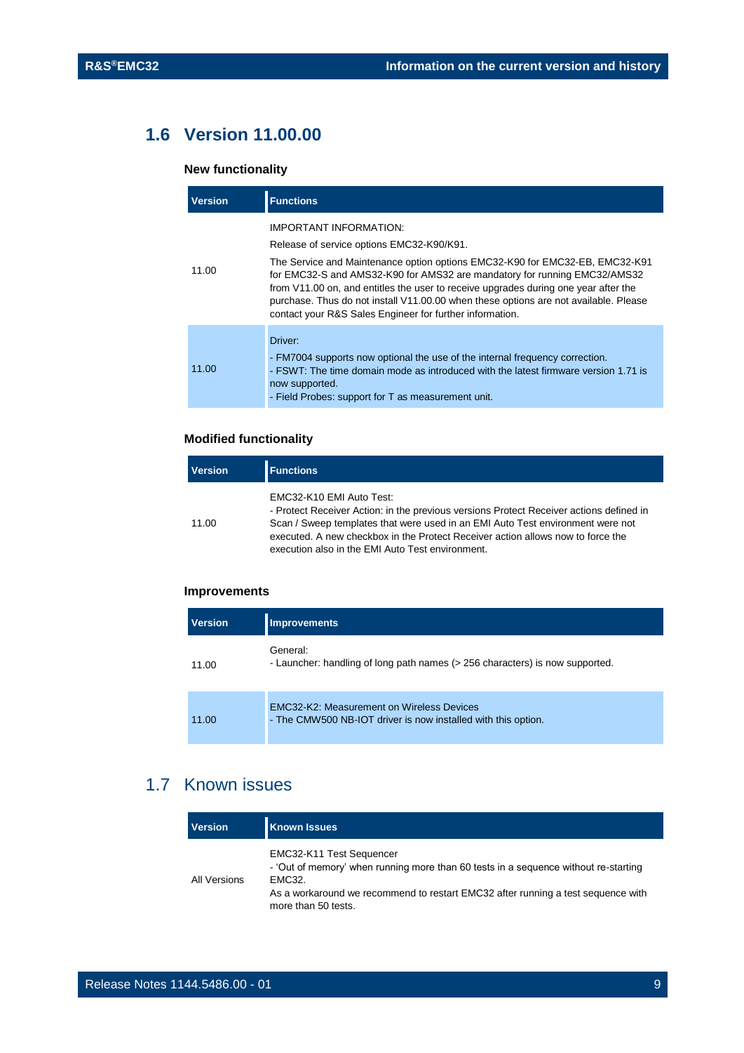## 1.6 Version 11.00.00

### New functionality

| Version | Functions |
| --- | --- |
| 11.00 | IMPORTANT INFORMATION:<br>Release of service options EMC32-K90/K91.<br>The Service and Maintenance option options EMC32-K90 for EMC32-EB, EMC32-K91 for EMC32-S and AMS32-K90 for AMS32 are mandatory for running EMC32/AMS32 from V11.00 on, and entitles the user to receive upgrades during one year after the purchase. Thus do not install V11.00.00 when these options are not available. Please contact your R&S Sales Engineer for further information. |
| 11.00 | Driver:<br>- FM7004 supports now optional the use of the internal frequency correction.<br>- FSWT: The time domain mode as introduced with the latest firmware version 1.71 is now supported.<br>- Field Probes: support for T as measurement unit. |

### Modified functionality

| Version | Functions |
| --- | --- |
| 11.00 | EMC32-K10 EMI Auto Test:<br>- Protect Receiver Action: in the previous versions Protect Receiver actions defined in Scan / Sweep templates that were used in an EMI Auto Test environment were not executed. A new checkbox in the Protect Receiver action allows now to force the execution also in the EMI Auto Test environment. |

### Improvements

| Version | Improvements |
| --- | --- |
| 11.00 | General:<br>- Launcher: handling of long path names (> 256 characters) is now supported. |
| 11.00 | EMC32-K2: Measurement on Wireless Devices<br>- The CMW500 NB-IOT driver is now installed with this option. |

## 1.7 Known issues

| Version | Known Issues |
| --- | --- |
| All Versions | EMC32-K11 Test Sequencer<br>- 'Out of memory' when running more than 60 tests in a sequence without re-starting EMC32.<br>As a workaround we recommend to restart EMC32 after running a test sequence with more than 50 tests. |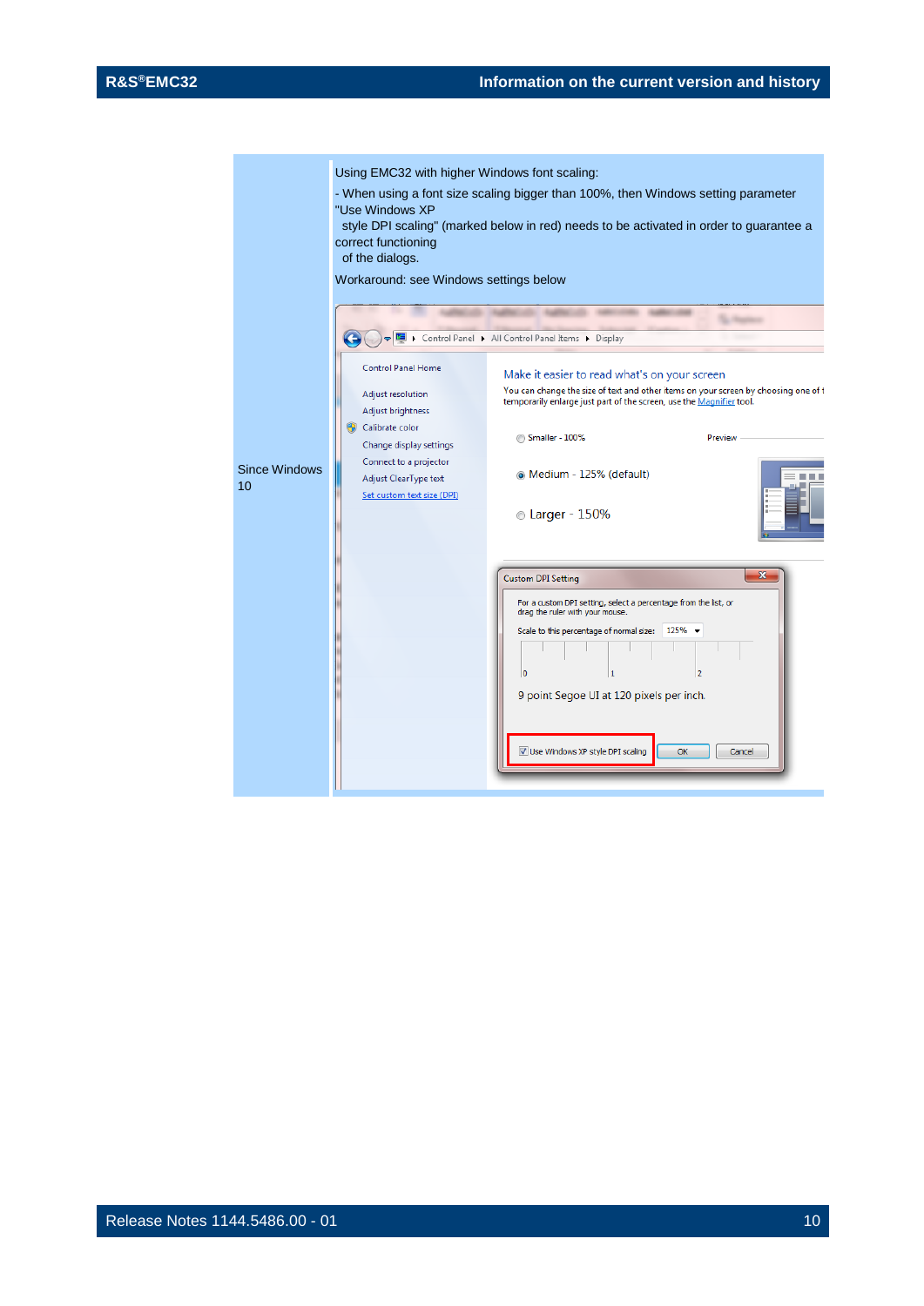| | |
|---|---|
| Since Windows 10 | Using EMC32 with higher Windows font scaling:<br>- When using a font size scaling bigger than 100%, then Windows setting parameter "Use Windows XP style DPI scaling" (marked below in red) needs to be activated in order to guarantee a correct functioning of the dialogs.<br><br>Workaround: see Windows settings below |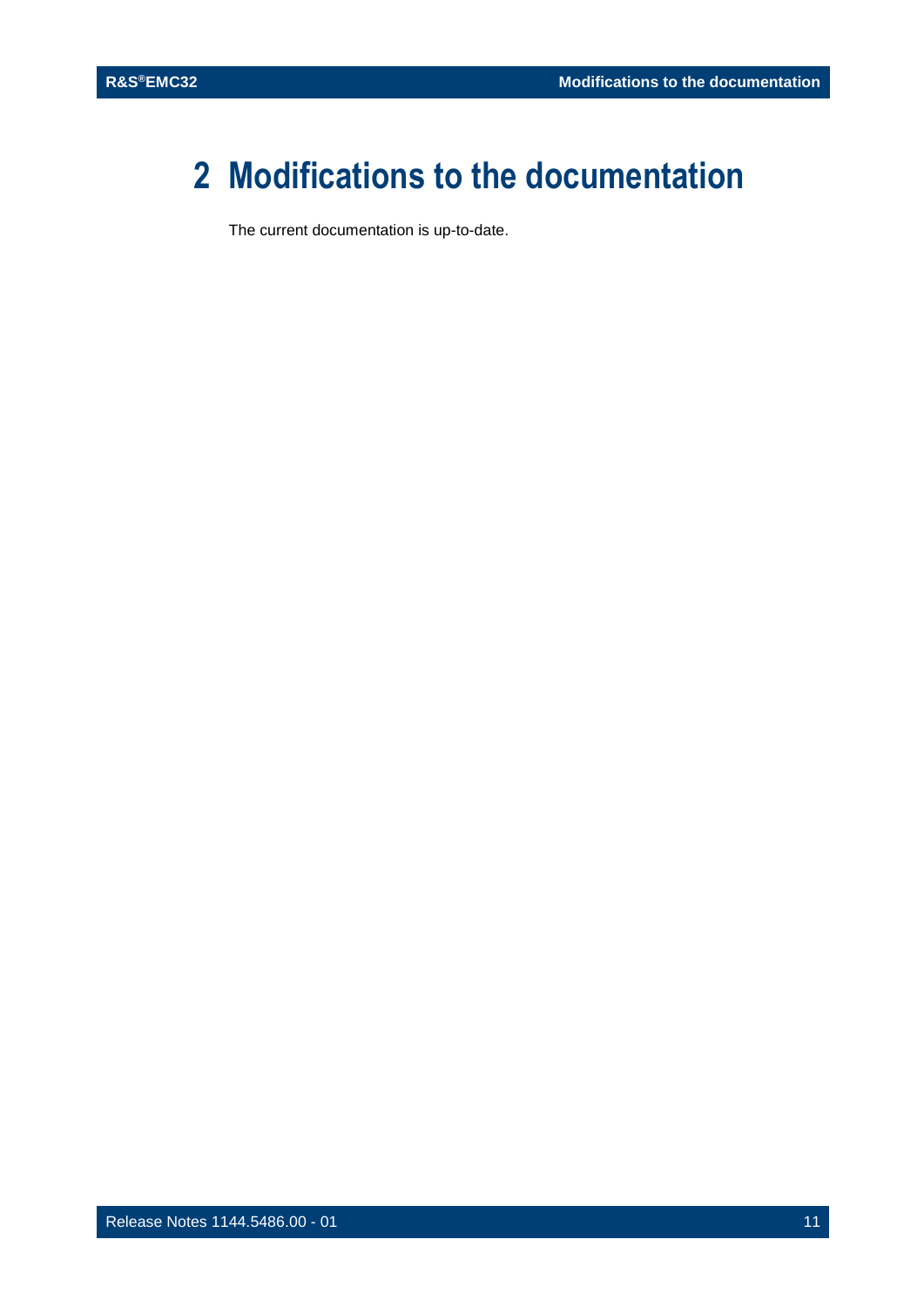# 2 Modifications to the documentation

The current documentation is up-to-date.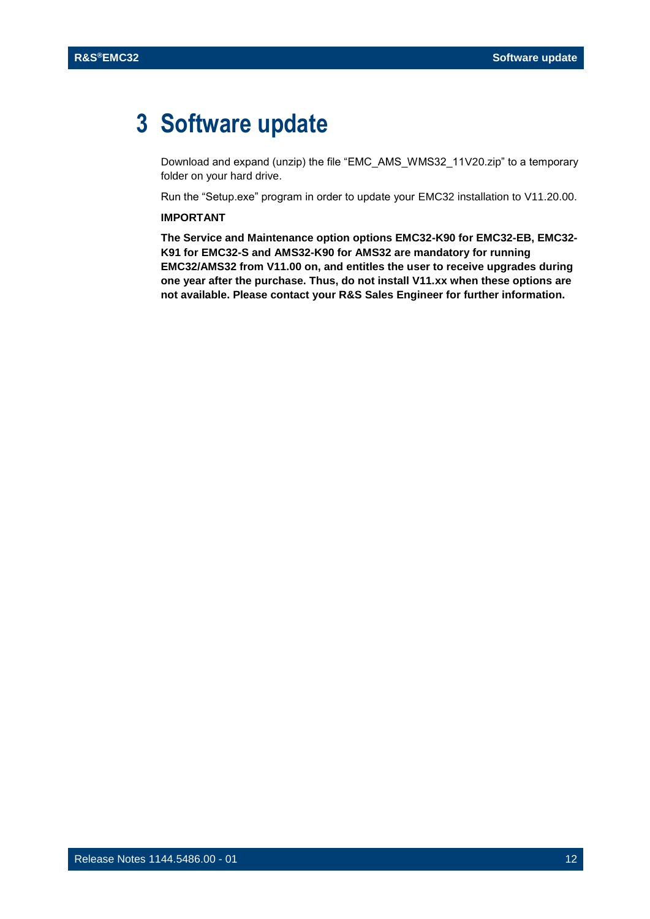# 3 Software update

Download and expand (unzip) the file “EMC_AMS_WMS32_11V20.zip” to a temporary folder on your hard drive.

Run the “Setup.exe” program in order to update your EMC32 installation to V11.20.00.

**IMPORTANT**

**The Service and Maintenance option options EMC32-K90 for EMC32-EB, EMC32-K91 for EMC32-S and AMS32-K90 for AMS32 are mandatory for running EMC32/AMS32 from V11.00 on, and entitles the user to receive upgrades during one year after the purchase. Thus, do not install V11.xx when these options are not available. Please contact your R&S Sales Engineer for further information.**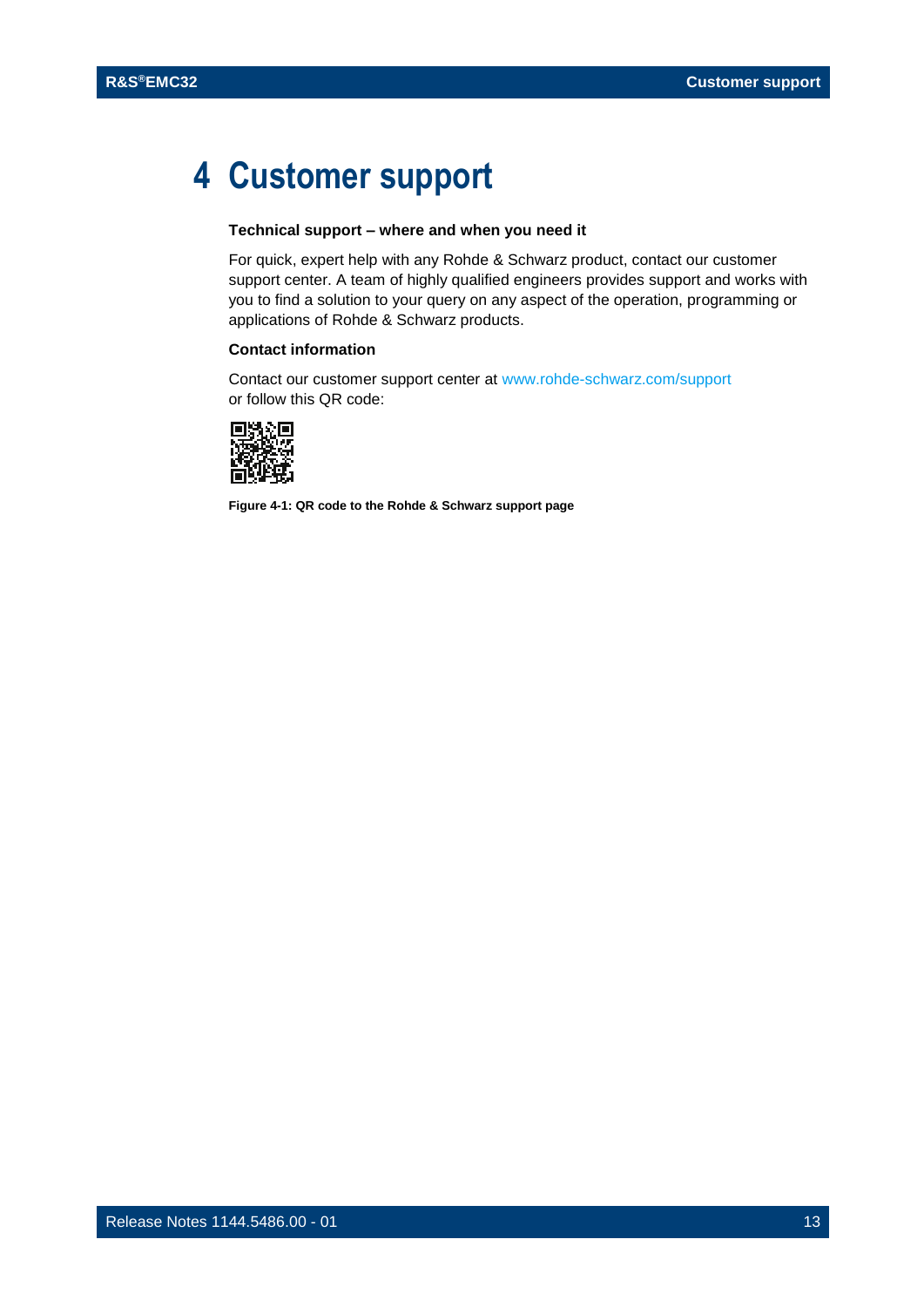# 4 Customer support

**Technical support – where and when you need it**

For quick, expert help with any Rohde & Schwarz product, contact our customer support center. A team of highly qualified engineers provides support and works with you to find a solution to your query on any aspect of the operation, programming or applications of Rohde & Schwarz products.

**Contact information**

Contact our customer support center at www.rohde-schwarz.com/support or follow this QR code:

**Figure 4-1: QR code to the Rohde & Schwarz support page**